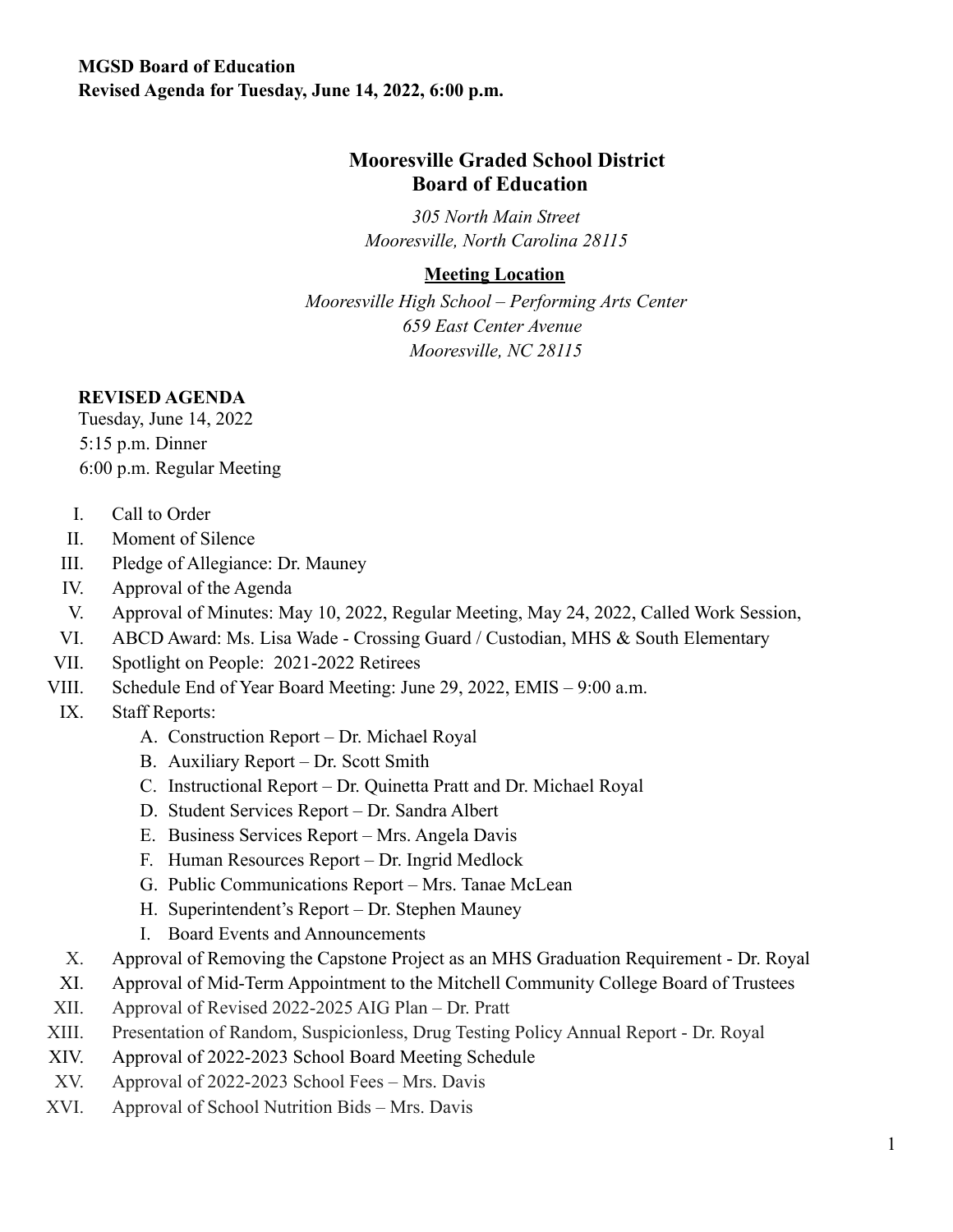**MGSD Board of Education**
**Revised Agenda for Tuesday, June 14, 2022, 6:00 p.m.**

# Mooresville Graded School District
# Board of Education

*305 North Main Street*
*Mooresville, North Carolina 28115*

**Meeting Location**

*Mooresville High School – Performing Arts Center*
*659 East Center Avenue*
*Mooresville, NC 28115*

**REVISED AGENDA**
Tuesday, June 14, 2022
5:15 p.m. Dinner
6:00 p.m. Regular Meeting

I. Call to Order
II. Moment of Silence
III. Pledge of Allegiance: Dr. Mauney
IV. Approval of the Agenda
V. Approval of Minutes: May 10, 2022, Regular Meeting, May 24, 2022, Called Work Session,
VI. ABCD Award: Ms. Lisa Wade - Crossing Guard / Custodian, MHS & South Elementary
VII. Spotlight on People: 2021-2022 Retirees
VIII. Schedule End of Year Board Meeting: June 29, 2022, EMIS – 9:00 a.m.
IX. Staff Reports:
   A. Construction Report – Dr. Michael Royal
   B. Auxiliary Report – Dr. Scott Smith
   C. Instructional Report – Dr. Quinetta Pratt and Dr. Michael Royal
   D. Student Services Report – Dr. Sandra Albert
   E. Business Services Report – Mrs. Angela Davis
   F. Human Resources Report – Dr. Ingrid Medlock
   G. Public Communications Report – Mrs. Tanae McLean
   H. Superintendent's Report – Dr. Stephen Mauney
   I. Board Events and Announcements
X. Approval of Removing the Capstone Project as an MHS Graduation Requirement - Dr. Royal
XI. Approval of Mid-Term Appointment to the Mitchell Community College Board of Trustees
XII. Approval of Revised 2022-2025 AIG Plan – Dr. Pratt
XIII. Presentation of Random, Suspicionless, Drug Testing Policy Annual Report - Dr. Royal
XIV. Approval of 2022-2023 School Board Meeting Schedule
XV. Approval of 2022-2023 School Fees – Mrs. Davis
XVI. Approval of School Nutrition Bids – Mrs. Davis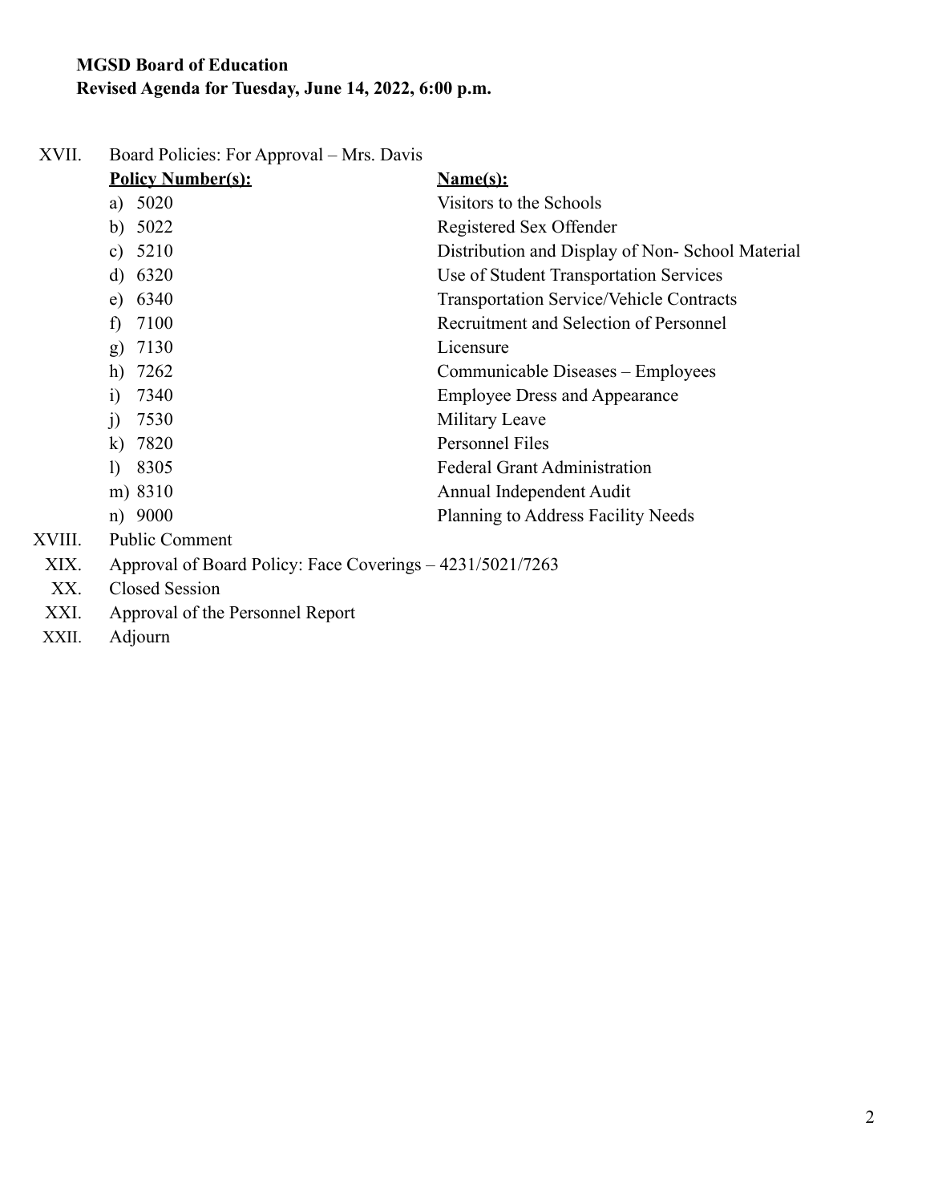**MGSD Board of Education**
**Revised Agenda for Tuesday, June 14, 2022, 6:00 p.m.**

XVII. Board Policies: For Approval – Mrs. Davis

| **Policy Number(s):** | **Name(s):** |
|---|---|
| a) 5020 | Visitors to the Schools |
| b) 5022 | Registered Sex Offender |
| c) 5210 | Distribution and Display of Non- School Material |
| d) 6320 | Use of Student Transportation Services |
| e) 6340 | Transportation Service/Vehicle Contracts |
| f) 7100 | Recruitment and Selection of Personnel |
| g) 7130 | Licensure |
| h) 7262 | Communicable Diseases – Employees |
| i) 7340 | Employee Dress and Appearance |
| j) 7530 | Military Leave |
| k) 7820 | Personnel Files |
| l) 8305 | Federal Grant Administration |
| m) 8310 | Annual Independent Audit |
| n) 9000 | Planning to Address Facility Needs |

XVIII. Public Comment

XIX. Approval of Board Policy: Face Coverings – 4231/5021/7263

XX. Closed Session

XXI. Approval of the Personnel Report

XXII. Adjourn